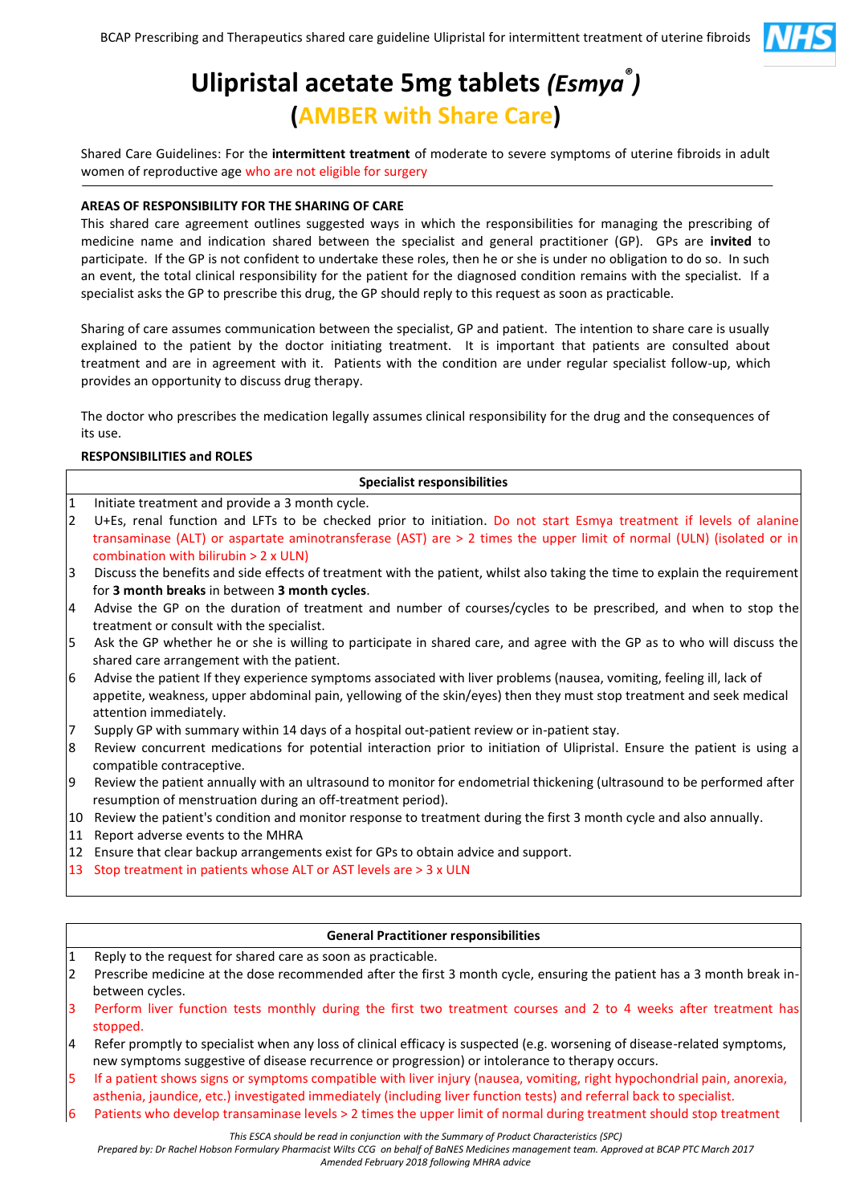# Ulipristal acetate 5mg tablets *(Esmya®)*

## (AMBER with Share Care)

Shared Care Guidelines: For the **intermittent treatment** of moderate to severe symptoms of uterine fibroids in adult women of reproductive age who are not eligible for surgery

**AREAS OF RESPONSIBILITY FOR THE SHARING OF CARE**

This shared care agreement outlines suggested ways in which the responsibilities for managing the prescribing of medicine name and indication shared between the specialist and general practitioner (GP). GPs are **invited** to participate. If the GP is not confident to undertake these roles, then he or she is under no obligation to do so. In such an event, the total clinical responsibility for the patient for the diagnosed condition remains with the specialist. If a specialist asks the GP to prescribe this drug, the GP should reply to this request as soon as practicable.

Sharing of care assumes communication between the specialist, GP and patient. The intention to share care is usually explained to the patient by the doctor initiating treatment. It is important that patients are consulted about treatment and are in agreement with it. Patients with the condition are under regular specialist follow-up, which provides an opportunity to discuss drug therapy.

The doctor who prescribes the medication legally assumes clinical responsibility for the drug and the consequences of its use.

**RESPONSIBILITIES and ROLES**

| | **Specialist responsibilities** |
|---|---|
| 1 | Initiate treatment and provide a 3 month cycle. |
| 2 | U+Es, renal function and LFTs to be checked prior to initiation. Do not start Esmya treatment if levels of alanine transaminase (ALT) or aspartate aminotransferase (AST) are > 2 times the upper limit of normal (ULN) (isolated or in combination with bilirubin > 2 x ULN) |
| 3 | Discuss the benefits and side effects of treatment with the patient, whilst also taking the time to explain the requirement for **3 month breaks** in between **3 month cycles**. |
| 4 | Advise the GP on the duration of treatment and number of courses/cycles to be prescribed, and when to stop the treatment or consult with the specialist. |
| 5 | Ask the GP whether he or she is willing to participate in shared care, and agree with the GP as to who will discuss the shared care arrangement with the patient. |
| 6 | Advise the patient If they experience symptoms associated with liver problems (nausea, vomiting, feeling ill, lack of appetite, weakness, upper abdominal pain, yellowing of the skin/eyes) then they must stop treatment and seek medical attention immediately. |
| 7 | Supply GP with summary within 14 days of a hospital out-patient review or in-patient stay. |
| 8 | Review concurrent medications for potential interaction prior to initiation of Ulipristal. Ensure the patient is using a compatible contraceptive. |
| 9 | Review the patient annually with an ultrasound to monitor for endometrial thickening (ultrasound to be performed after resumption of menstruation during an off-treatment period). |
| 10 | Review the patient's condition and monitor response to treatment during the first 3 month cycle and also annually. |
| 11 | Report adverse events to the MHRA |
| 12 | Ensure that clear backup arrangements exist for GPs to obtain advice and support. |
| 13 | Stop treatment in patients whose ALT or AST levels are > 3 x ULN |

| | **General Practitioner responsibilities** |
|---|---|
| 1 | Reply to the request for shared care as soon as practicable. |
| 2 | Prescribe medicine at the dose recommended after the first 3 month cycle, ensuring the patient has a 3 month break in-between cycles. |
| 3 | Perform liver function tests monthly during the first two treatment courses and 2 to 4 weeks after treatment has stopped. |
| 4 | Refer promptly to specialist when any loss of clinical efficacy is suspected (e.g. worsening of disease-related symptoms, new symptoms suggestive of disease recurrence or progression) or intolerance to therapy occurs. |
| 5 | If a patient shows signs or symptoms compatible with liver injury (nausea, vomiting, right hypochondrial pain, anorexia, asthenia, jaundice, etc.) investigated immediately (including liver function tests) and referral back to specialist. |
| 6 | Patients who develop transaminase levels > 2 times the upper limit of normal during treatment should stop treatment |

*This ESCA should be read in conjunction with the Summary of Product Characteristics (SPC)*
*Prepared by: Dr Rachel Hobson Formulary Pharmacist Wilts CCG on behalf of BaNES Medicines management team. Approved at BCAP PTC March 2017*
*Amended February 2018 following MHRA advice*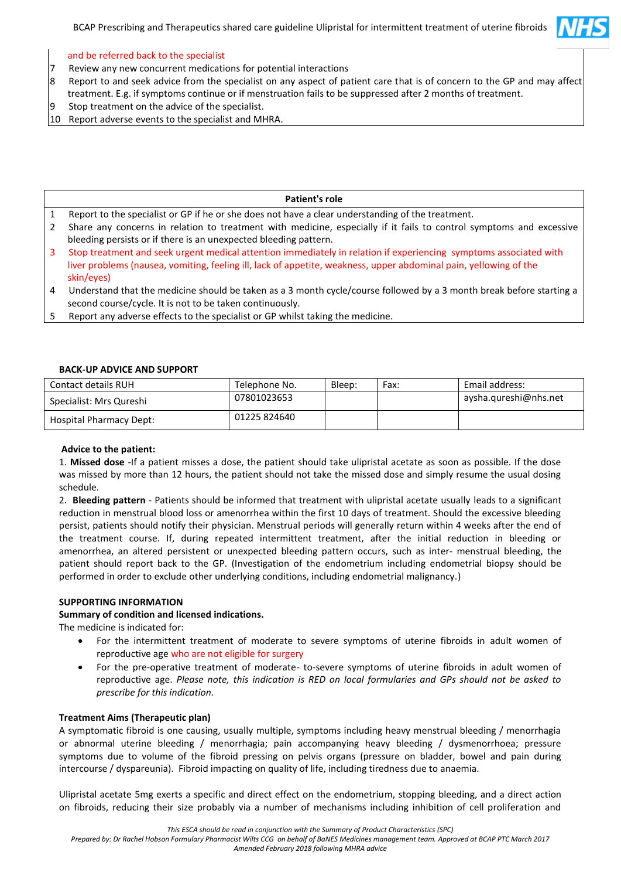and be referred back to the specialist

| | |
|---|---|
| 7 | Review any new concurrent medications for potential interactions |
| 8 | Report to and seek advice from the specialist on any aspect of patient care that is of concern to the GP and may affect treatment. E.g. if symptoms continue or if menstruation fails to be suppressed after 2 months of treatment. |
| 9 | Stop treatment on the advice of the specialist. |
| 10 | Report adverse events to the specialist and MHRA. |

| Patient's role | |
|---|---|
| 1 | Report to the specialist or GP if he or she does not have a clear understanding of the treatment. |
| 2 | Share any concerns in relation to treatment with medicine, especially if it fails to control symptoms and excessive bleeding persists or if there is an unexpected bleeding pattern. |
| 3 | Stop treatment and seek urgent medical attention immediately in relation if experiencing symptoms associated with liver problems (nausea, vomiting, feeling ill, lack of appetite, weakness, upper abdominal pain, yellowing of the skin/eyes) |
| 4 | Understand that the medicine should be taken as a 3 month cycle/course followed by a 3 month break before starting a second course/cycle. It is not to be taken continuously. |
| 5 | Report any adverse effects to the specialist or GP whilst taking the medicine. |

**BACK-UP ADVICE AND SUPPORT**

| Contact details RUH | Telephone No. | Bleep: | Fax: | Email address: |
|---|---|---|---|---|
| Specialist: Mrs Qureshi | 07801023653 | | | aysha.qureshi@nhs.net |
| Hospital Pharmacy Dept: | 01225 824640 | | | |

**Advice to the patient:**

1. **Missed dose** -If a patient misses a dose, the patient should take ulipristal acetate as soon as possible. If the dose was missed by more than 12 hours, the patient should not take the missed dose and simply resume the usual dosing schedule.
2. **Bleeding pattern** - Patients should be informed that treatment with ulipristal acetate usually leads to a significant reduction in menstrual blood loss or amenorrhea within the first 10 days of treatment. Should the excessive bleeding persist, patients should notify their physician. Menstrual periods will generally return within 4 weeks after the end of the treatment course. If, during repeated intermittent treatment, after the initial reduction in bleeding or amenorrhea, an altered persistent or unexpected bleeding pattern occurs, such as inter- menstrual bleeding, the patient should report back to the GP. (Investigation of the endometrium including endometrial biopsy should be performed in order to exclude other underlying conditions, including endometrial malignancy.)

**SUPPORTING INFORMATION**

**Summary of condition and licensed indications.**

The medicine is indicated for:

- For the intermittent treatment of moderate to severe symptoms of uterine fibroids in adult women of reproductive age who are not eligible for surgery
- For the pre-operative treatment of moderate- to-severe symptoms of uterine fibroids in adult women of reproductive age. *Please note, this indication is RED on local formularies and GPs should not be asked to prescribe for this indication.*

**Treatment Aims (Therapeutic plan)**

A symptomatic fibroid is one causing, usually multiple, symptoms including heavy menstrual bleeding / menorrhagia or abnormal uterine bleeding / menorrhagia; pain accompanying heavy bleeding / dysmenorrhoea; pressure symptoms due to volume of the fibroid pressing on pelvis organs (pressure on bladder, bowel and pain during intercourse / dyspareunia). Fibroid impacting on quality of life, including tiredness due to anaemia.

Ulipristal acetate 5mg exerts a specific and direct effect on the endometrium, stopping bleeding, and a direct action on fibroids, reducing their size probably via a number of mechanisms including inhibition of cell proliferation and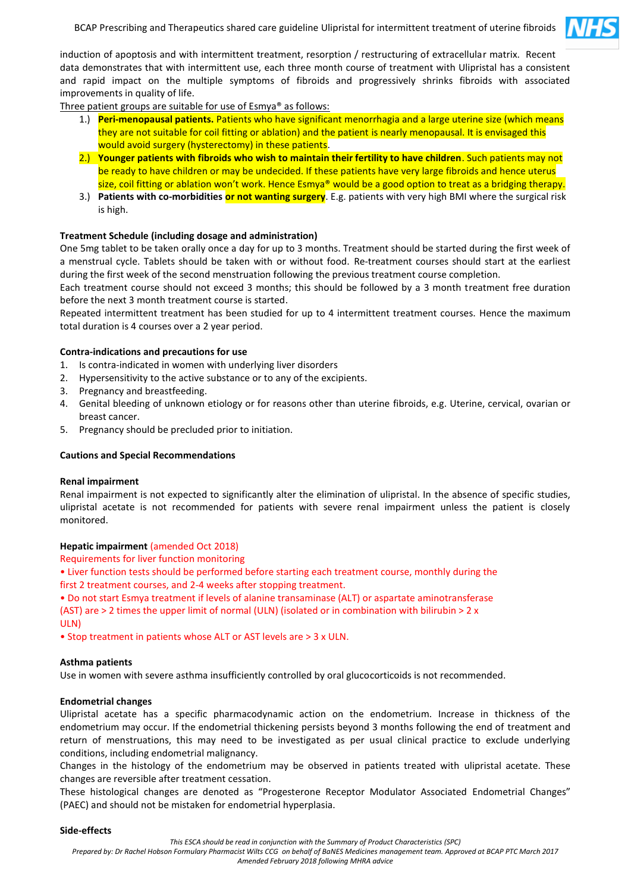induction of apoptosis and with intermittent treatment, resorption / restructuring of extracellular matrix. Recent data demonstrates that with intermittent use, each three month course of treatment with Ulipristal has a consistent and rapid impact on the multiple symptoms of fibroids and progressively shrinks fibroids with associated improvements in quality of life.

Three patient groups are suitable for use of Esmya® as follows:

1.) **Peri-menopausal patients.** Patients who have significant menorrhagia and a large uterine size (which means they are not suitable for coil fitting or ablation) and the patient is nearly menopausal. It is envisaged this would avoid surgery (hysterectomy) in these patients.
2.) **Younger patients with fibroids who wish to maintain their fertility to have children**. Such patients may not be ready to have children or may be undecided. If these patients have very large fibroids and hence uterus size, coil fitting or ablation won't work. Hence Esmya® would be a good option to treat as a bridging therapy.
3.) **Patients with co-morbidities or not wanting surgery**. E.g. patients with very high BMI where the surgical risk is high.

**Treatment Schedule (including dosage and administration)**

One 5mg tablet to be taken orally once a day for up to 3 months. Treatment should be started during the first week of a menstrual cycle. Tablets should be taken with or without food. Re-treatment courses should start at the earliest during the first week of the second menstruation following the previous treatment course completion.

Each treatment course should not exceed 3 months; this should be followed by a 3 month treatment free duration before the next 3 month treatment course is started.

Repeated intermittent treatment has been studied for up to 4 intermittent treatment courses. Hence the maximum total duration is 4 courses over a 2 year period.

**Contra-indications and precautions for use**

1. Is contra-indicated in women with underlying liver disorders
2. Hypersensitivity to the active substance or to any of the excipients.
3. Pregnancy and breastfeeding.
4. Genital bleeding of unknown etiology or for reasons other than uterine fibroids, e.g. Uterine, cervical, ovarian or breast cancer.
5. Pregnancy should be precluded prior to initiation.

**Cautions and Special Recommendations**

**Renal impairment**

Renal impairment is not expected to significantly alter the elimination of ulipristal. In the absence of specific studies, ulipristal acetate is not recommended for patients with severe renal impairment unless the patient is closely monitored.

**Hepatic impairment** (amended Oct 2018)

Requirements for liver function monitoring

- Liver function tests should be performed before starting each treatment course, monthly during the first 2 treatment courses, and 2-4 weeks after stopping treatment.
- Do not start Esmya treatment if levels of alanine transaminase (ALT) or aspartate aminotransferase (AST) are > 2 times the upper limit of normal (ULN) (isolated or in combination with bilirubin > 2 x ULN)
- Stop treatment in patients whose ALT or AST levels are > 3 x ULN.

**Asthma patients**

Use in women with severe asthma insufficiently controlled by oral glucocorticoids is not recommended.

**Endometrial changes**

Ulipristal acetate has a specific pharmacodynamic action on the endometrium. Increase in thickness of the endometrium may occur. If the endometrial thickening persists beyond 3 months following the end of treatment and return of menstruations, this may need to be investigated as per usual clinical practice to exclude underlying conditions, including endometrial malignancy.

Changes in the histology of the endometrium may be observed in patients treated with ulipristal acetate. These changes are reversible after treatment cessation.

These histological changes are denoted as "Progesterone Receptor Modulator Associated Endometrial Changes" (PAEC) and should not be mistaken for endometrial hyperplasia.

**Side-effects**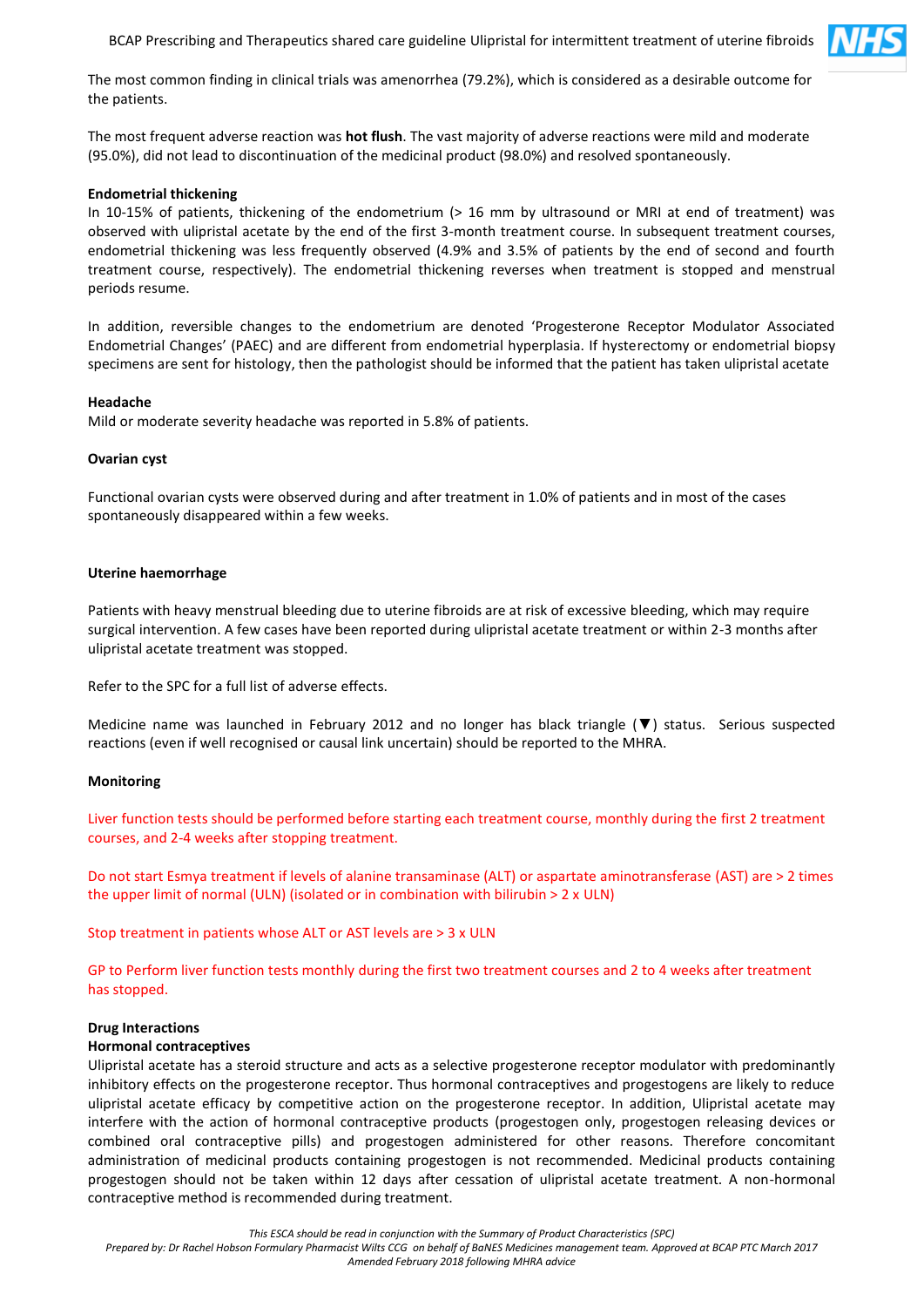The most common finding in clinical trials was amenorrhea (79.2%), which is considered as a desirable outcome for the patients.

The most frequent adverse reaction was **hot flush**. The vast majority of adverse reactions were mild and moderate (95.0%), did not lead to discontinuation of the medicinal product (98.0%) and resolved spontaneously.

**Endometrial thickening**

In 10-15% of patients, thickening of the endometrium (> 16 mm by ultrasound or MRI at end of treatment) was observed with ulipristal acetate by the end of the first 3-month treatment course. In subsequent treatment courses, endometrial thickening was less frequently observed (4.9% and 3.5% of patients by the end of second and fourth treatment course, respectively). The endometrial thickening reverses when treatment is stopped and menstrual periods resume.

In addition, reversible changes to the endometrium are denoted 'Progesterone Receptor Modulator Associated Endometrial Changes' (PAEC) and are different from endometrial hyperplasia. If hysterectomy or endometrial biopsy specimens are sent for histology, then the pathologist should be informed that the patient has taken ulipristal acetate

**Headache**

Mild or moderate severity headache was reported in 5.8% of patients.

**Ovarian cyst**

Functional ovarian cysts were observed during and after treatment in 1.0% of patients and in most of the cases spontaneously disappeared within a few weeks.

**Uterine haemorrhage**

Patients with heavy menstrual bleeding due to uterine fibroids are at risk of excessive bleeding, which may require surgical intervention. A few cases have been reported during ulipristal acetate treatment or within 2-3 months after ulipristal acetate treatment was stopped.

Refer to the SPC for a full list of adverse effects.

Medicine name was launched in February 2012 and no longer has black triangle (▼) status. Serious suspected reactions (even if well recognised or causal link uncertain) should be reported to the MHRA.

**Monitoring**

Liver function tests should be performed before starting each treatment course, monthly during the first 2 treatment courses, and 2-4 weeks after stopping treatment.

Do not start Esmya treatment if levels of alanine transaminase (ALT) or aspartate aminotransferase (AST) are > 2 times the upper limit of normal (ULN) (isolated or in combination with bilirubin > 2 x ULN)

Stop treatment in patients whose ALT or AST levels are > 3 x ULN

GP to Perform liver function tests monthly during the first two treatment courses and 2 to 4 weeks after treatment has stopped.

**Drug Interactions**

**Hormonal contraceptives**

Ulipristal acetate has a steroid structure and acts as a selective progesterone receptor modulator with predominantly inhibitory effects on the progesterone receptor. Thus hormonal contraceptives and progestogens are likely to reduce ulipristal acetate efficacy by competitive action on the progesterone receptor. In addition, Ulipristal acetate may interfere with the action of hormonal contraceptive products (progestogen only, progestogen releasing devices or combined oral contraceptive pills) and progestogen administered for other reasons. Therefore concomitant administration of medicinal products containing progestogen is not recommended. Medicinal products containing progestogen should not be taken within 12 days after cessation of ulipristal acetate treatment. A non-hormonal contraceptive method is recommended during treatment.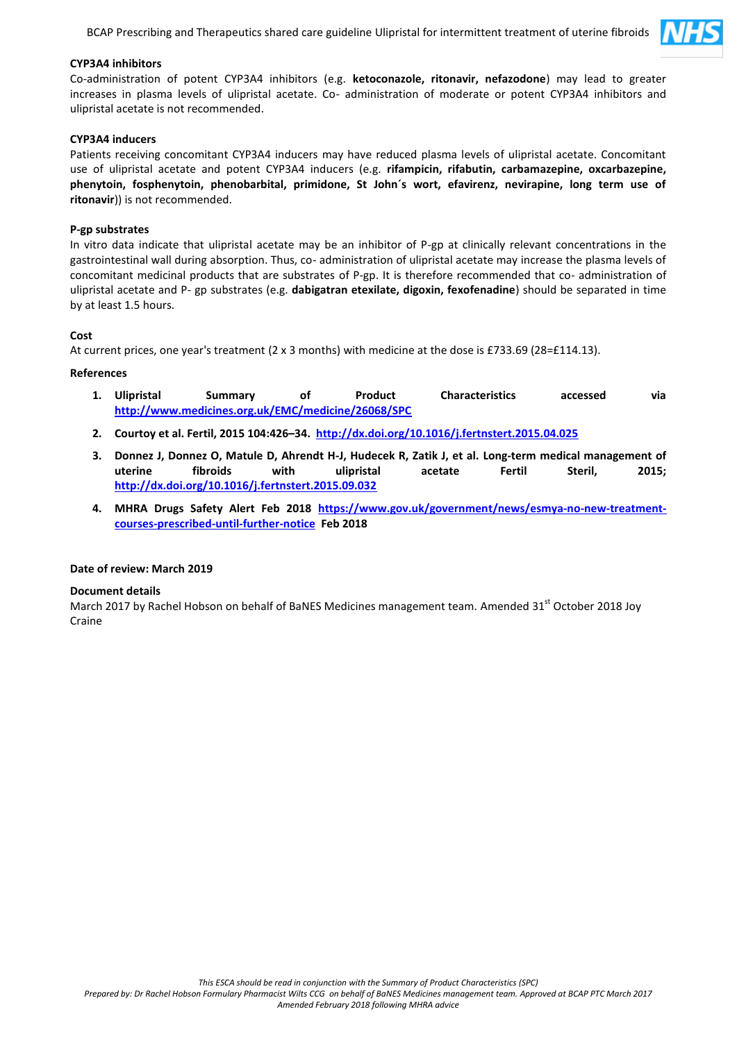**CYP3A4 inhibitors**

Co-administration of potent CYP3A4 inhibitors (e.g. **ketoconazole, ritonavir, nefazodone**) may lead to greater increases in plasma levels of ulipristal acetate. Co- administration of moderate or potent CYP3A4 inhibitors and ulipristal acetate is not recommended.

**CYP3A4 inducers**

Patients receiving concomitant CYP3A4 inducers may have reduced plasma levels of ulipristal acetate. Concomitant use of ulipristal acetate and potent CYP3A4 inducers (e.g. **rifampicin, rifabutin, carbamazepine, oxcarbazepine, phenytoin, fosphenytoin, phenobarbital, primidone, St John´s wort, efavirenz, nevirapine, long term use of ritonavir**)) is not recommended.

**P-gp substrates**

In vitro data indicate that ulipristal acetate may be an inhibitor of P-gp at clinically relevant concentrations in the gastrointestinal wall during absorption. Thus, co- administration of ulipristal acetate may increase the plasma levels of concomitant medicinal products that are substrates of P-gp. It is therefore recommended that co- administration of ulipristal acetate and P- gp substrates (e.g. **dabigatran etexilate, digoxin, fexofenadine**) should be separated in time by at least 1.5 hours.

**Cost**

At current prices, one year's treatment (2 x 3 months) with medicine at the dose is £733.69 (28=£114.13).

**References**

1. **Ulipristal Summary of Product Characteristics accessed via http://www.medicines.org.uk/EMC/medicine/26068/SPC**
2. **Courtoy et al. Fertil, 2015 104:426–34. http://dx.doi.org/10.1016/j.fertnstert.2015.04.025**
3. **Donnez J, Donnez O, Matule D, Ahrendt H-J, Hudecek R, Zatik J, et al. Long-term medical management of uterine fibroids with ulipristal acetate Fertil Steril, 2015; http://dx.doi.org/10.1016/j.fertnstert.2015.09.032**
4. **MHRA Drugs Safety Alert Feb 2018 https://www.gov.uk/government/news/esmya-no-new-treatment-courses-prescribed-until-further-notice Feb 2018**

**Date of review: March 2019**

**Document details**

March 2017 by Rachel Hobson on behalf of BaNES Medicines management team. Amended 31st October 2018 Joy Craine

*This ESCA should be read in conjunction with the Summary of Product Characteristics (SPC)*
*Prepared by: Dr Rachel Hobson Formulary Pharmacist Wilts CCG on behalf of BaNES Medicines management team. Approved at BCAP PTC March 2017*
*Amended February 2018 following MHRA advice*